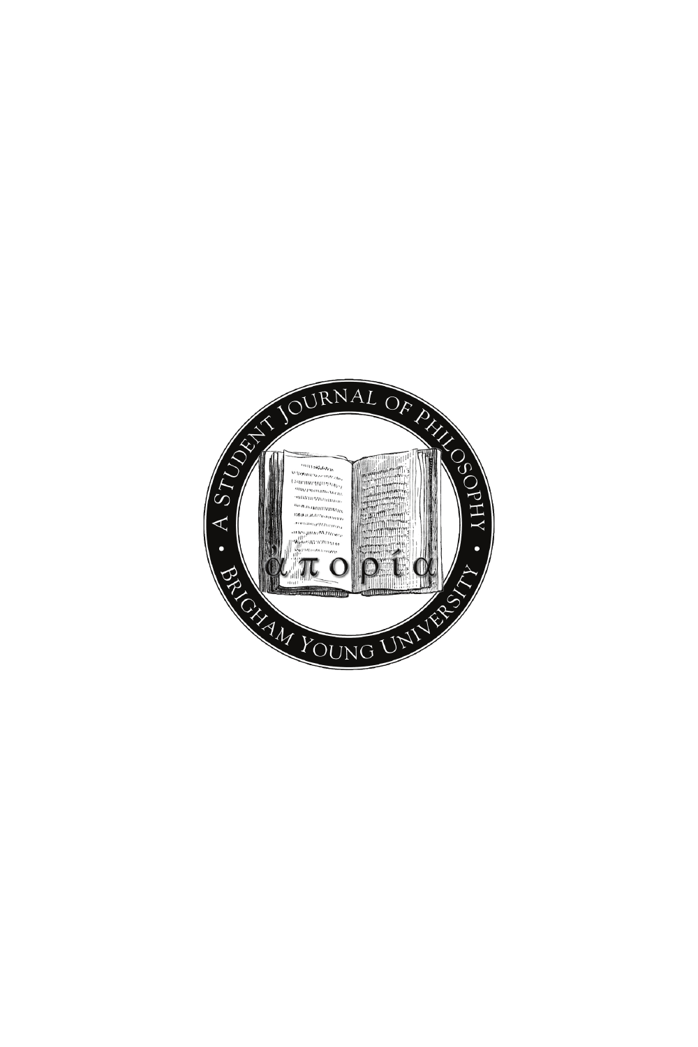A Student Journal of Philosophy

ἀπορία

Brigham Young University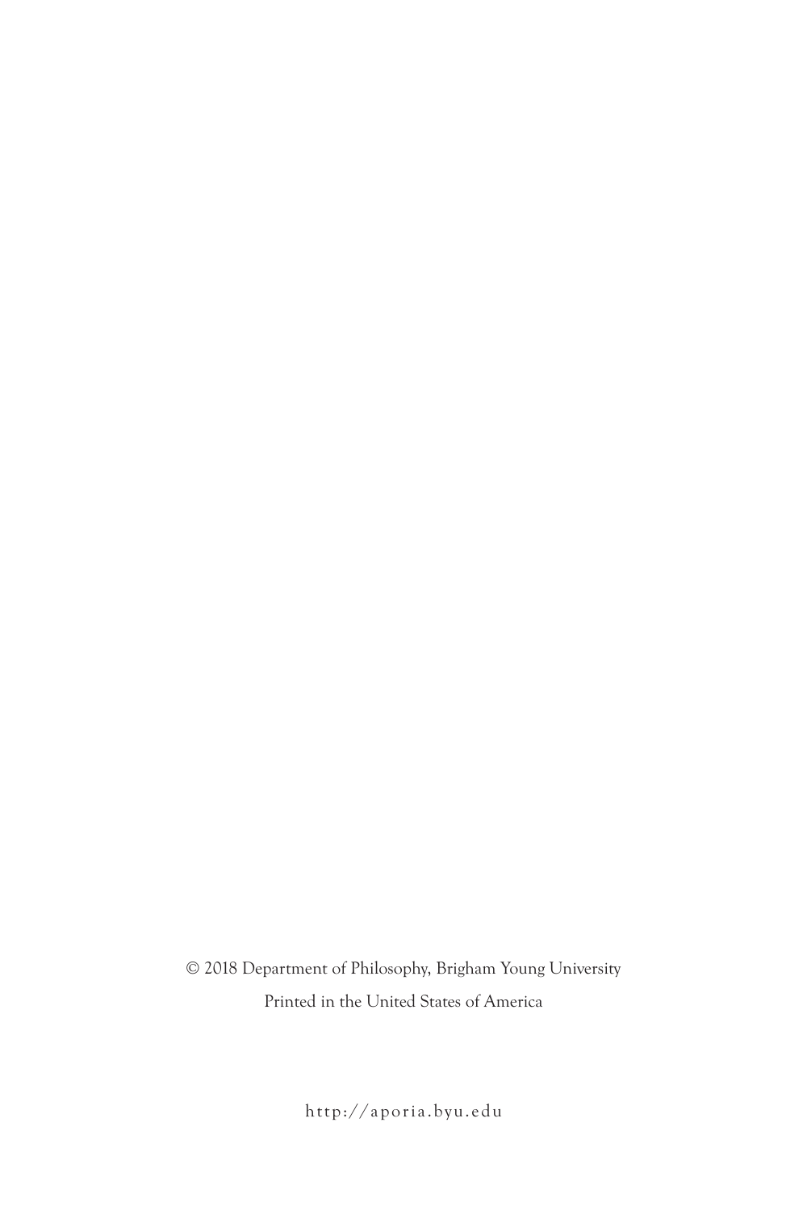© 2018 Department of Philosophy, Brigham Young University

Printed in the United States of America

http://aporia.byu.edu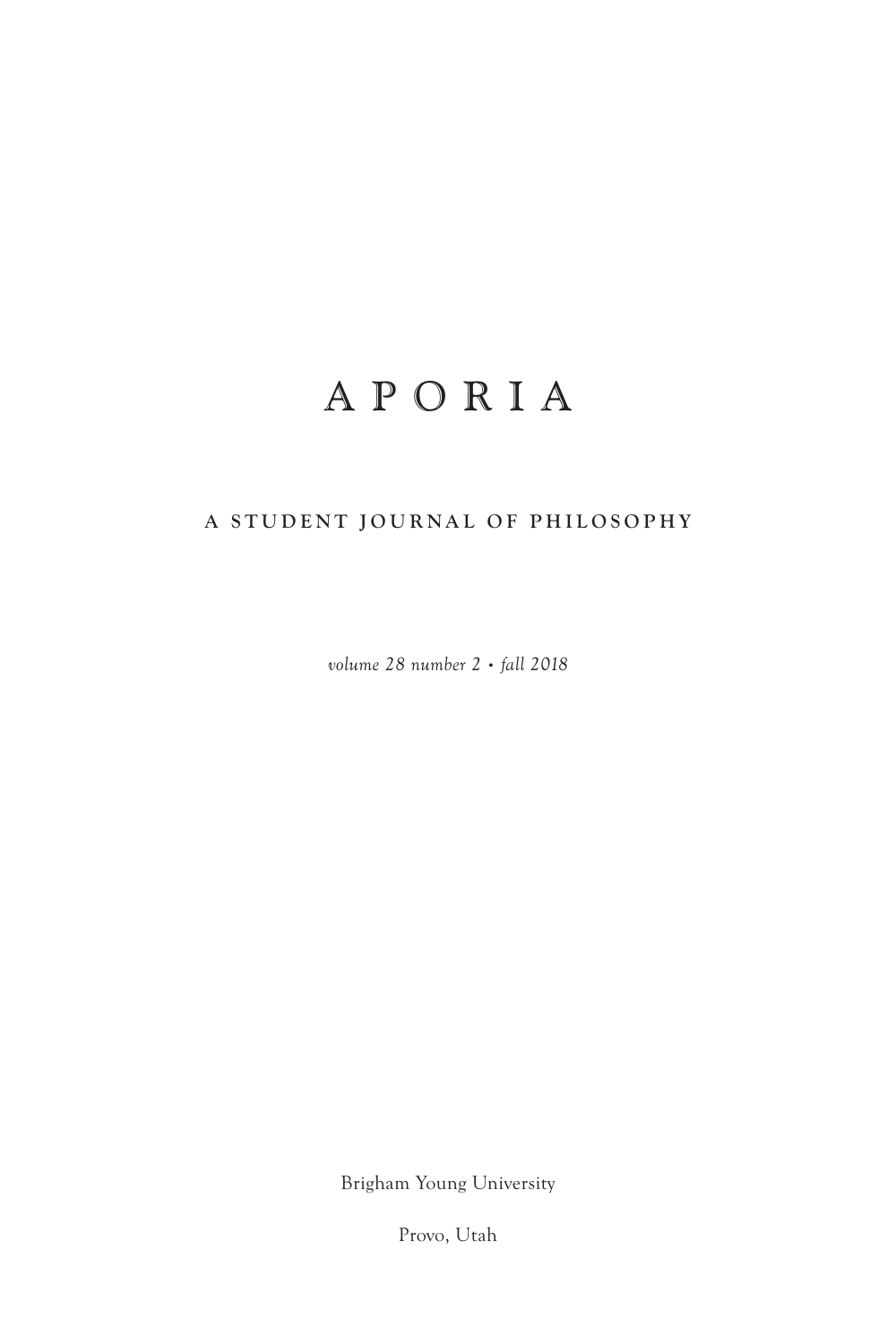# A P O R I A

## A STUDENT JOURNAL OF PHILOSOPHY

*volume 28 number 2 • fall 2018*

Brigham Young University

Provo, Utah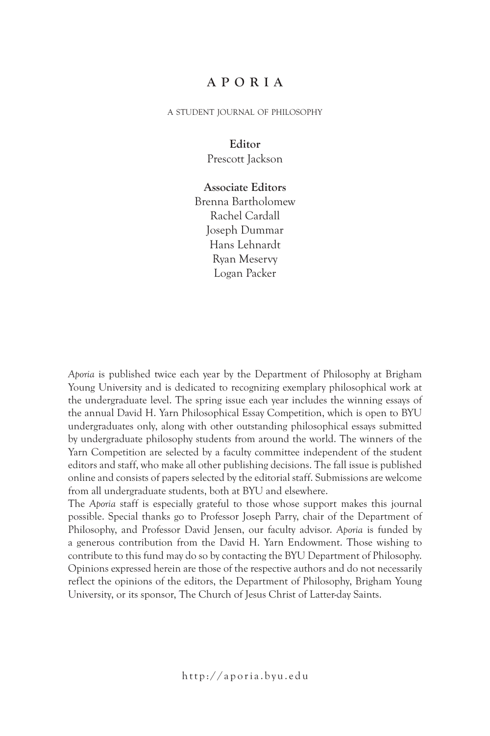# APORIA

A STUDENT JOURNAL OF PHILOSOPHY

**Editor**
Prescott Jackson

**Associate Editors**
Brenna Bartholomew
Rachel Cardall
Joseph Dummar
Hans Lehnardt
Ryan Meservy
Logan Packer

*Aporia* is published twice each year by the Department of Philosophy at Brigham Young University and is dedicated to recognizing exemplary philosophical work at the undergraduate level. The spring issue each year includes the winning essays of the annual David H. Yarn Philosophical Essay Competition, which is open to BYU undergraduates only, along with other outstanding philosophical essays submitted by undergraduate philosophy students from around the world. The winners of the Yarn Competition are selected by a faculty committee independent of the student editors and staff, who make all other publishing decisions. The fall issue is published online and consists of papers selected by the editorial staff. Submissions are welcome from all undergraduate students, both at BYU and elsewhere.

The *Aporia* staff is especially grateful to those whose support makes this journal possible. Special thanks go to Professor Joseph Parry, chair of the Department of Philosophy, and Professor David Jensen, our faculty advisor. *Aporia* is funded by a generous contribution from the David H. Yarn Endowment. Those wishing to contribute to this fund may do so by contacting the BYU Department of Philosophy. Opinions expressed herein are those of the respective authors and do not necessarily reflect the opinions of the editors, the Department of Philosophy, Brigham Young University, or its sponsor, The Church of Jesus Christ of Latter-day Saints.

http://aporia.byu.edu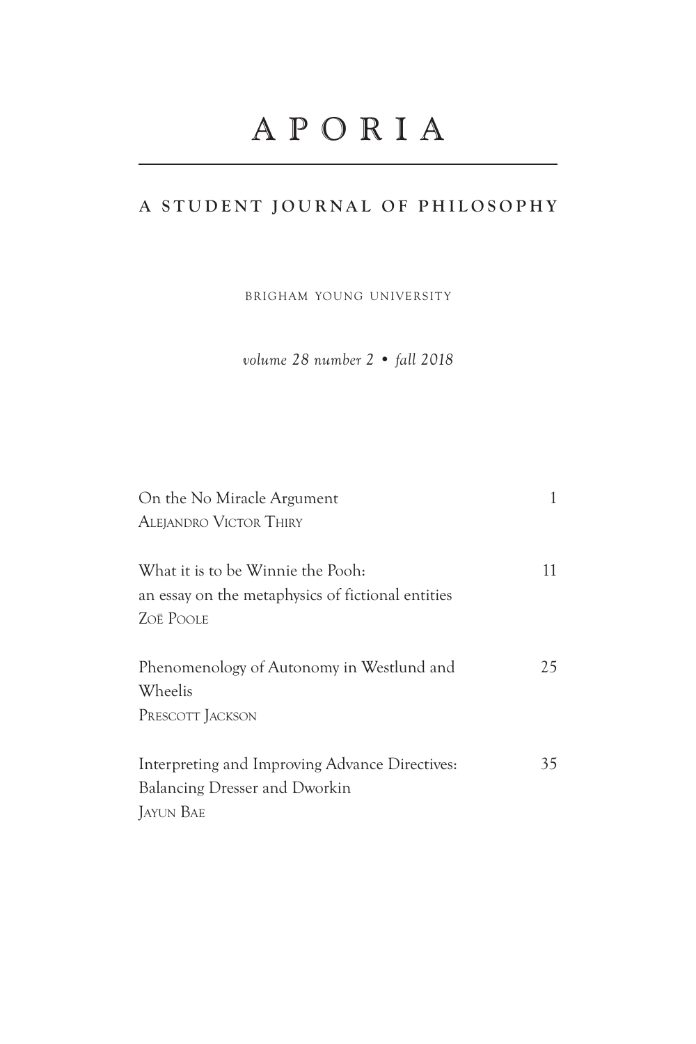# A P O R I A

## A STUDENT JOURNAL OF PHILOSOPHY

BRIGHAM YOUNG UNIVERSITY

*volume 28 number 2 • fall 2018*

| | |
|---|---|
| On the No Miracle Argument<br>ALEJANDRO VICTOR THIRY | 1 |
| What it is to be Winnie the Pooh:<br>an essay on the metaphysics of fictional entities<br>ZOË POOLE | 11 |
| Phenomenology of Autonomy in Westlund and Wheelis<br>PRESCOTT JACKSON | 25 |
| Interpreting and Improving Advance Directives:<br>Balancing Dresser and Dworkin<br>JAYUN BAE | 35 |